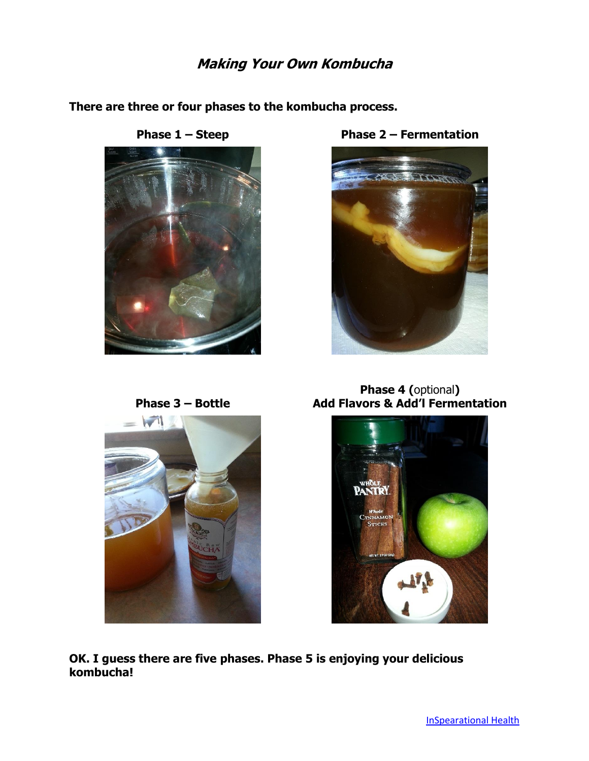# *Making Your Own Kombucha*

**There are three or four phases to the kombucha process.**

**Phase 1 – Steep**

**Phase 2 – Fermentation**

**Phase 3 – Bottle**

**Phase 4 (**optional**)**
**Add Flavors & Add'l Fermentation**

**OK. I guess there are five phases. Phase 5 is enjoying your delicious kombucha!**

InSpearational Health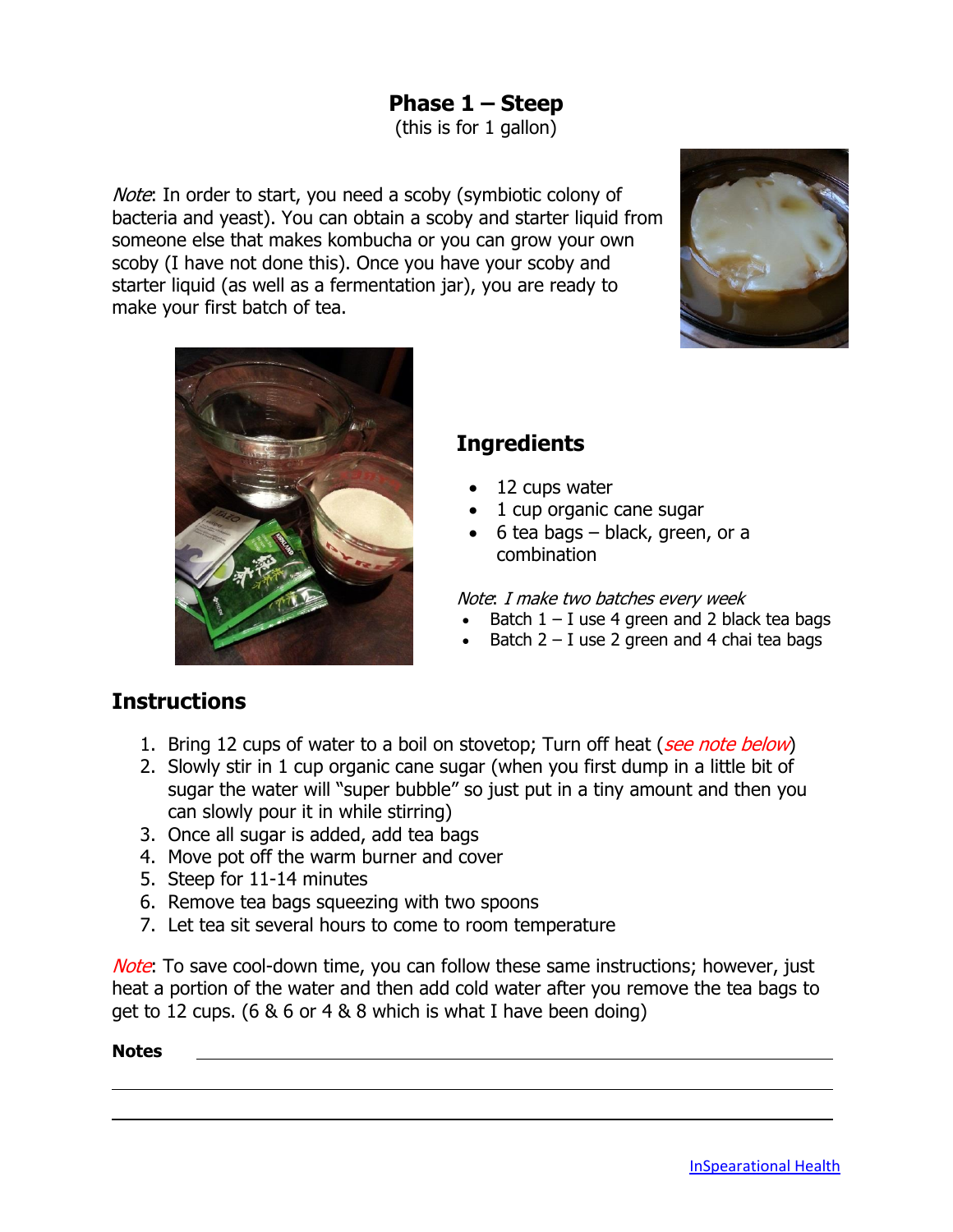# Phase 1 – Steep

(this is for 1 gallon)

*Note*: In order to start, you need a scoby (symbiotic colony of bacteria and yeast). You can obtain a scoby and starter liquid from someone else that makes kombucha or you can grow your own scoby (I have not done this). Once you have your scoby and starter liquid (as well as a fermentation jar), you are ready to make your first batch of tea.

## Ingredients

- 12 cups water
- 1 cup organic cane sugar
- 6 tea bags – black, green, or a combination

*Note: I make two batches every week*

- Batch 1 – I use 4 green and 2 black tea bags
- Batch 2 – I use 2 green and 4 chai tea bags

## Instructions

1. Bring 12 cups of water to a boil on stovetop; Turn off heat (*see note below*)
2. Slowly stir in 1 cup organic cane sugar (when you first dump in a little bit of sugar the water will "super bubble" so just put in a tiny amount and then you can slowly pour it in while stirring)
3. Once all sugar is added, add tea bags
4. Move pot off the warm burner and cover
5. Steep for 11-14 minutes
6. Remove tea bags squeezing with two spoons
7. Let tea sit several hours to come to room temperature

*Note*: To save cool-down time, you can follow these same instructions; however, just heat a portion of the water and then add cold water after you remove the tea bags to get to 12 cups. (6 & 6 or 4 & 8 which is what I have been doing)

**Notes** ______________________________

InSpearational Health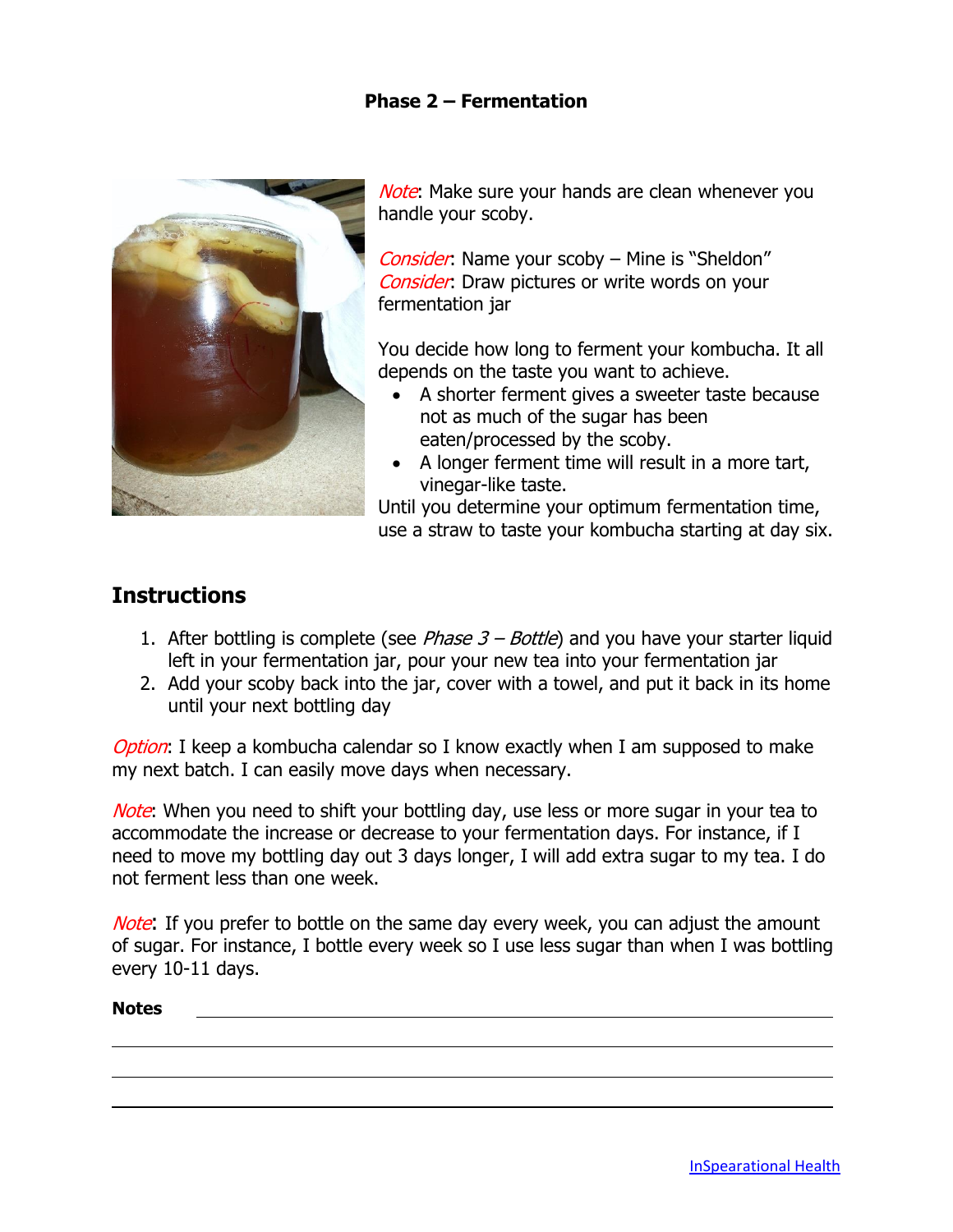### Phase 2 – Fermentation

*Note*: Make sure your hands are clean whenever you handle your scoby.

*Consider*: Name your scoby – Mine is "Sheldon"
*Consider*: Draw pictures or write words on your fermentation jar

You decide how long to ferment your kombucha. It all depends on the taste you want to achieve.

- A shorter ferment gives a sweeter taste because not as much of the sugar has been eaten/processed by the scoby.
- A longer ferment time will result in a more tart, vinegar-like taste.

Until you determine your optimum fermentation time, use a straw to taste your kombucha starting at day six.

## Instructions

1. After bottling is complete (see *Phase 3 – Bottle*) and you have your starter liquid left in your fermentation jar, pour your new tea into your fermentation jar
2. Add your scoby back into the jar, cover with a towel, and put it back in its home until your next bottling day

*Option*: I keep a kombucha calendar so I know exactly when I am supposed to make my next batch. I can easily move days when necessary.

*Note*: When you need to shift your bottling day, use less or more sugar in your tea to accommodate the increase or decrease to your fermentation days. For instance, if I need to move my bottling day out 3 days longer, I will add extra sugar to my tea. I do not ferment less than one week.

*Note*: If you prefer to bottle on the same day every week, you can adjust the amount of sugar. For instance, I bottle every week so I use less sugar than when I was bottling every 10-11 days.

**Notes** \_\_\_\_\_\_\_\_\_\_\_\_\_\_\_\_\_\_\_\_\_\_\_\_\_\_\_\_\_\_\_\_\_\_\_\_\_\_\_\_\_\_\_\_\_\_\_\_\_\_\_\_\_\_\_\_

[InSpearational Health](#)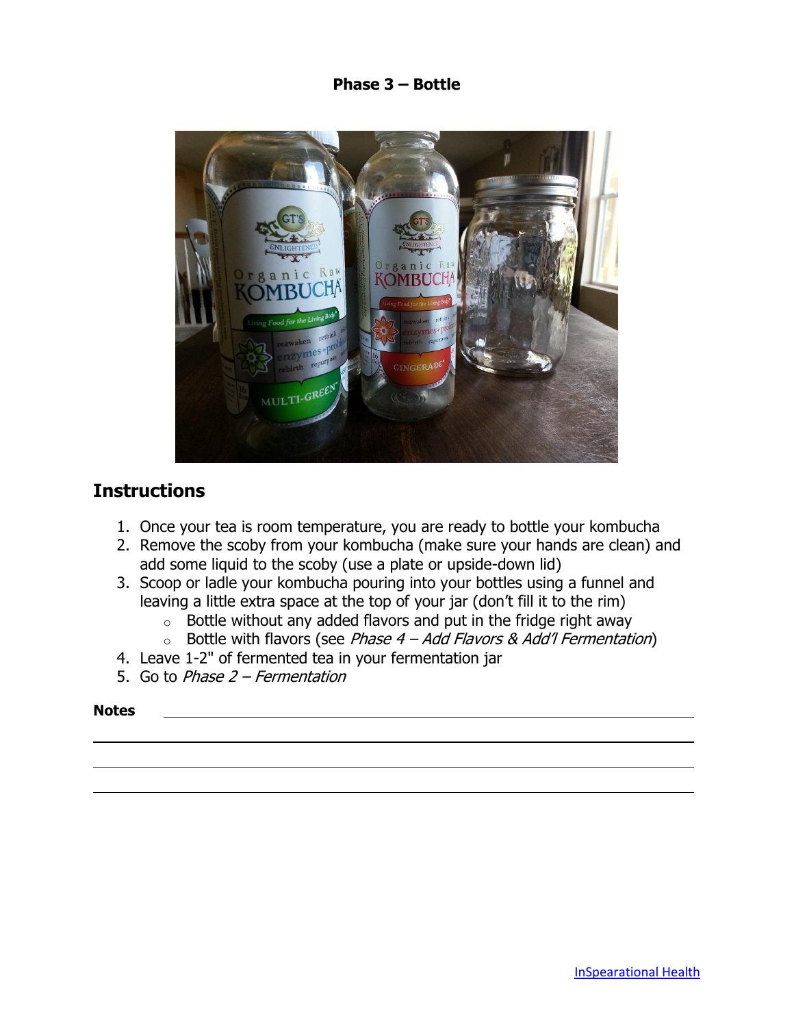**Phase 3 – Bottle**

## Instructions

1. Once your tea is room temperature, you are ready to bottle your kombucha
2. Remove the scoby from your kombucha (make sure your hands are clean) and add some liquid to the scoby (use a plate or upside-down lid)
3. Scoop or ladle your kombucha pouring into your bottles using a funnel and leaving a little extra space at the top of your jar (don't fill it to the rim)
   - Bottle without any added flavors and put in the fridge right away
   - Bottle with flavors (see *Phase 4 – Add Flavors & Add'l Fermentation*)
4. Leave 1-2" of fermented tea in your fermentation jar
5. Go to *Phase 2 – Fermentation*

**Notes** \_\_\_\_\_\_\_\_\_\_\_\_\_\_\_\_\_\_\_\_\_\_\_\_\_\_\_\_\_\_\_\_\_\_\_\_\_\_\_\_\_\_\_\_\_\_\_\_\_\_\_\_\_\_\_\_\_\_\_\_\_\_\_\_\_\_\_\_\_\_\_\_\_\_

\_\_\_\_\_\_\_\_\_\_\_\_\_\_\_\_\_\_\_\_\_\_\_\_\_\_\_\_\_\_\_\_\_\_\_\_\_\_\_\_\_\_\_\_\_\_\_\_\_\_\_\_\_\_\_\_\_\_\_\_\_\_\_\_\_\_\_\_\_\_\_\_\_\_\_\_\_\_\_\_

\_\_\_\_\_\_\_\_\_\_\_\_\_\_\_\_\_\_\_\_\_\_\_\_\_\_\_\_\_\_\_\_\_\_\_\_\_\_\_\_\_\_\_\_\_\_\_\_\_\_\_\_\_\_\_\_\_\_\_\_\_\_\_\_\_\_\_\_\_\_\_\_\_\_\_\_\_\_\_\_

\_\_\_\_\_\_\_\_\_\_\_\_\_\_\_\_\_\_\_\_\_\_\_\_\_\_\_\_\_\_\_\_\_\_\_\_\_\_\_\_\_\_\_\_\_\_\_\_\_\_\_\_\_\_\_\_\_\_\_\_\_\_\_\_\_\_\_\_\_\_\_\_\_\_\_\_\_\_\_\_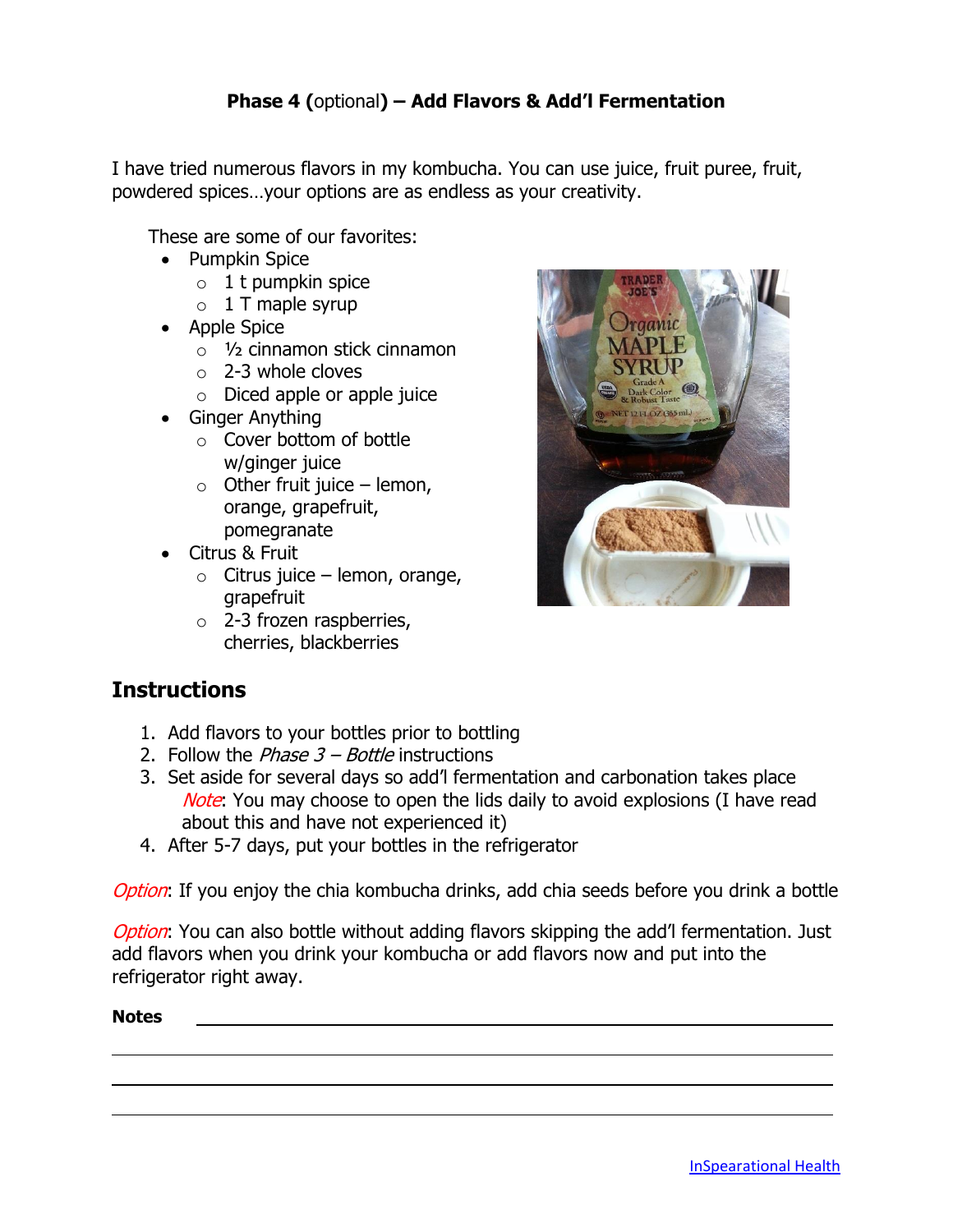**Phase 4 (**optional**) – Add Flavors & Add'l Fermentation**

I have tried numerous flavors in my kombucha. You can use juice, fruit puree, fruit, powdered spices…your options are as endless as your creativity.

These are some of our favorites:

- Pumpkin Spice
  - 1 t pumpkin spice
  - 1 T maple syrup
- Apple Spice
  - ½ cinnamon stick cinnamon
  - 2-3 whole cloves
  - Diced apple or apple juice
- Ginger Anything
  - Cover bottom of bottle w/ginger juice
  - Other fruit juice – lemon, orange, grapefruit, pomegranate
- Citrus & Fruit
  - Citrus juice – lemon, orange, grapefruit
  - 2-3 frozen raspberries, cherries, blackberries

## Instructions

1. Add flavors to your bottles prior to bottling
2. Follow the *Phase 3 – Bottle* instructions
3. Set aside for several days so add'l fermentation and carbonation takes place
   *Note*: You may choose to open the lids daily to avoid explosions (I have read about this and have not experienced it)
4. After 5-7 days, put your bottles in the refrigerator

*Option*: If you enjoy the chia kombucha drinks, add chia seeds before you drink a bottle

*Option*: You can also bottle without adding flavors skipping the add'l fermentation. Just add flavors when you drink your kombucha or add flavors now and put into the refrigerator right away.

**Notes** \_\_\_\_\_\_\_\_\_\_\_\_\_\_\_\_\_\_\_\_\_\_\_\_\_\_\_\_\_\_\_\_\_\_\_\_\_\_\_\_\_\_\_\_\_\_

InSpearational Health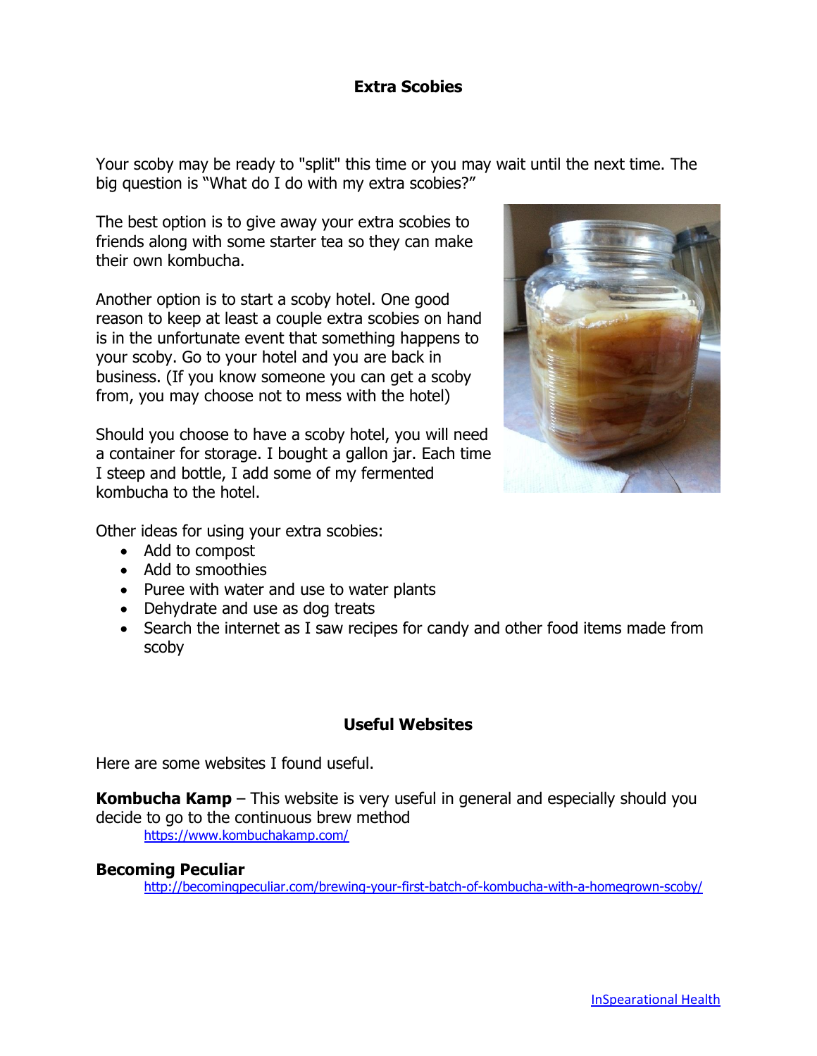## Extra Scobies

Your scoby may be ready to "split" this time or you may wait until the next time. The big question is "What do I do with my extra scobies?"

The best option is to give away your extra scobies to friends along with some starter tea so they can make their own kombucha.

Another option is to start a scoby hotel. One good reason to keep at least a couple extra scobies on hand is in the unfortunate event that something happens to your scoby. Go to your hotel and you are back in business. (If you know someone you can get a scoby from, you may choose not to mess with the hotel)

Should you choose to have a scoby hotel, you will need a container for storage. I bought a gallon jar. Each time I steep and bottle, I add some of my fermented kombucha to the hotel.

Other ideas for using your extra scobies:

- Add to compost
- Add to smoothies
- Puree with water and use to water plants
- Dehydrate and use as dog treats
- Search the internet as I saw recipes for candy and other food items made from scoby

## Useful Websites

Here are some websites I found useful.

**Kombucha Kamp** – This website is very useful in general and especially should you decide to go to the continuous brew method
https://www.kombuchakamp.com/

**Becoming Peculiar**
http://becomingpeculiar.com/brewing-your-first-batch-of-kombucha-with-a-homegrown-scoby/